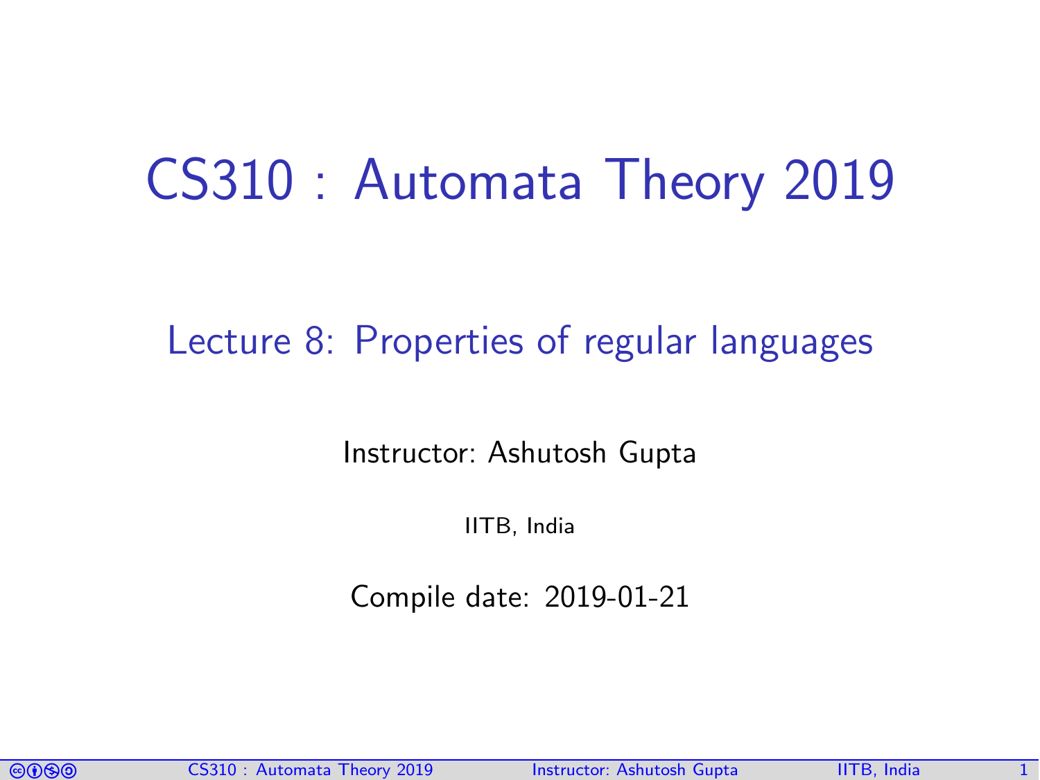# CS310 : Automata Theory 2019

## Lecture 8: Properties of regular languages

Instructor: Ashutosh Gupta

IITB, India

Compile date: 2019-01-21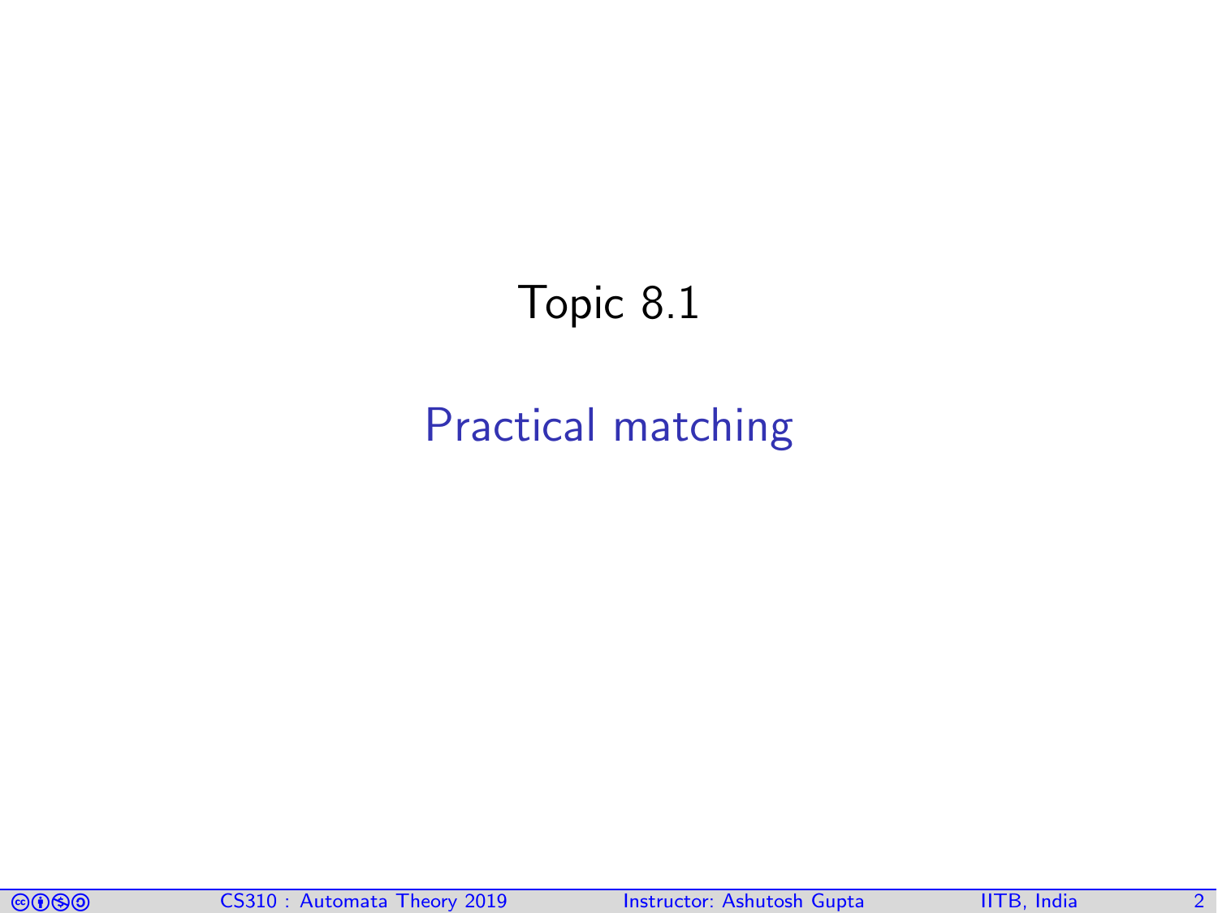# Topic 8.1

## Practical matching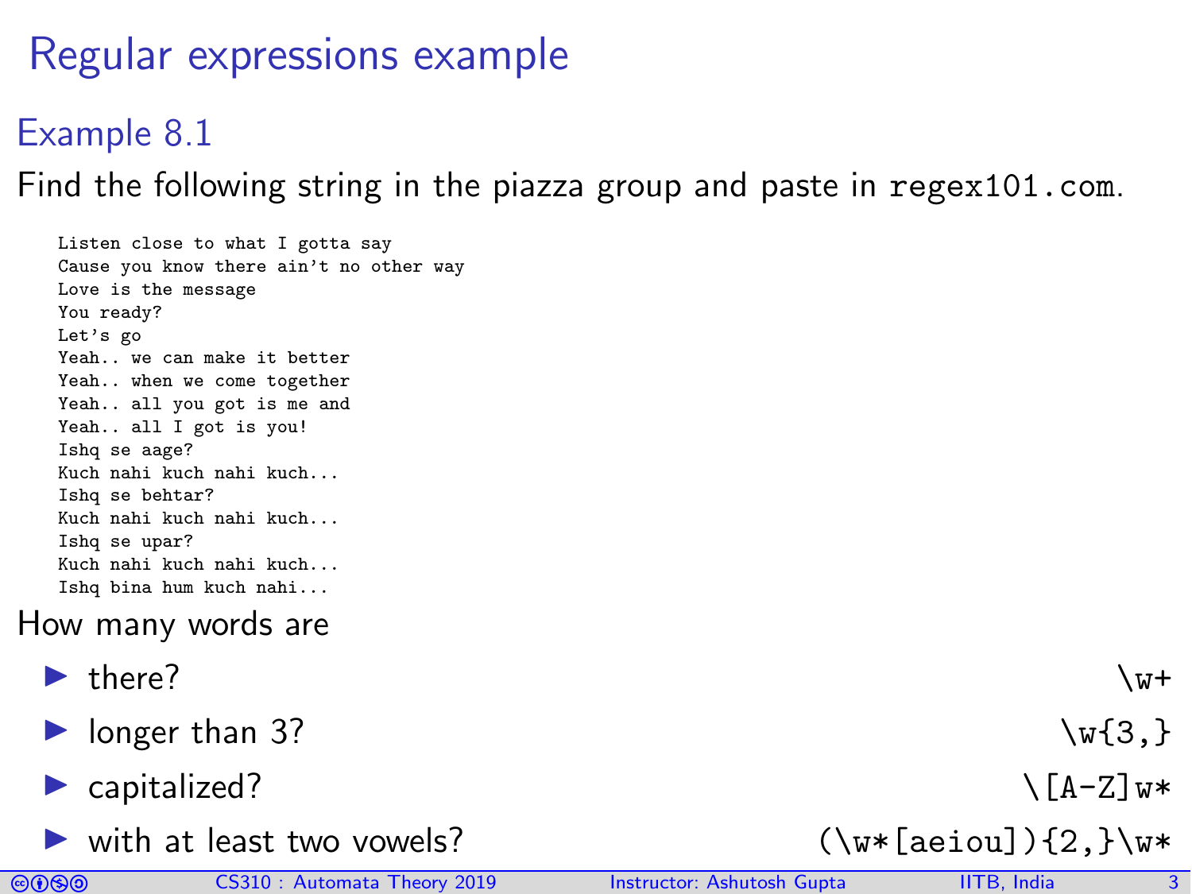# Regular expressions example

## Example 8.1

Find the following string in the piazza group and paste in `regex101.com`.

```
Listen close to what I gotta say
Cause you know there ain't no other way
Love is the message
You ready?
Let's go
Yeah.. we can make it better
Yeah.. when we come together
Yeah.. all you got is me and
Yeah.. all I got is you!
Ishq se aage?
Kuch nahi kuch nahi kuch...
Ishq se behtar?
Kuch nahi kuch nahi kuch...
Ishq se upar?
Kuch nahi kuch nahi kuch...
Ishq bina hum kuch nahi...
```

How many words are

- there? `\w+`
- longer than 3? `\w{3,}`
- capitalized? `\[A-Z]w*`
- with at least two vowels? `(\w*[aeiou]){2,}\w*`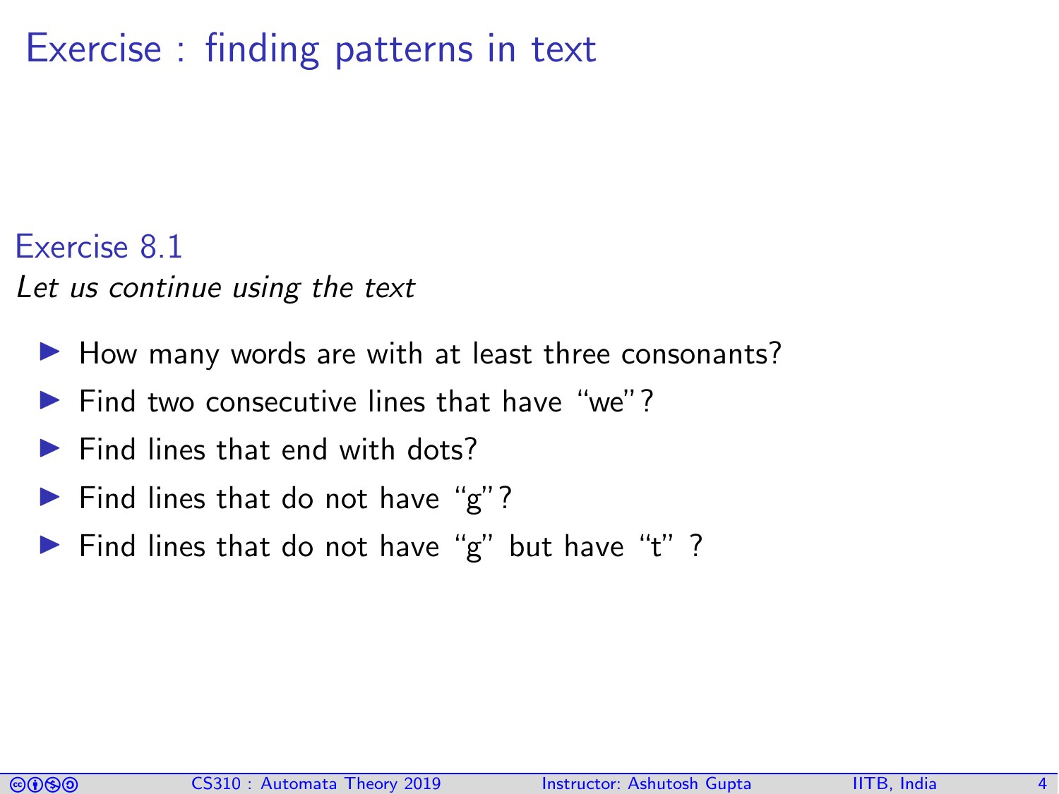# Exercise : finding patterns in text

### Exercise 8.1

*Let us continue using the text*

- How many words are with at least three consonants?
- Find two consecutive lines that have "we"?
- Find lines that end with dots?
- Find lines that do not have "g"?
- Find lines that do not have "g" but have "t" ?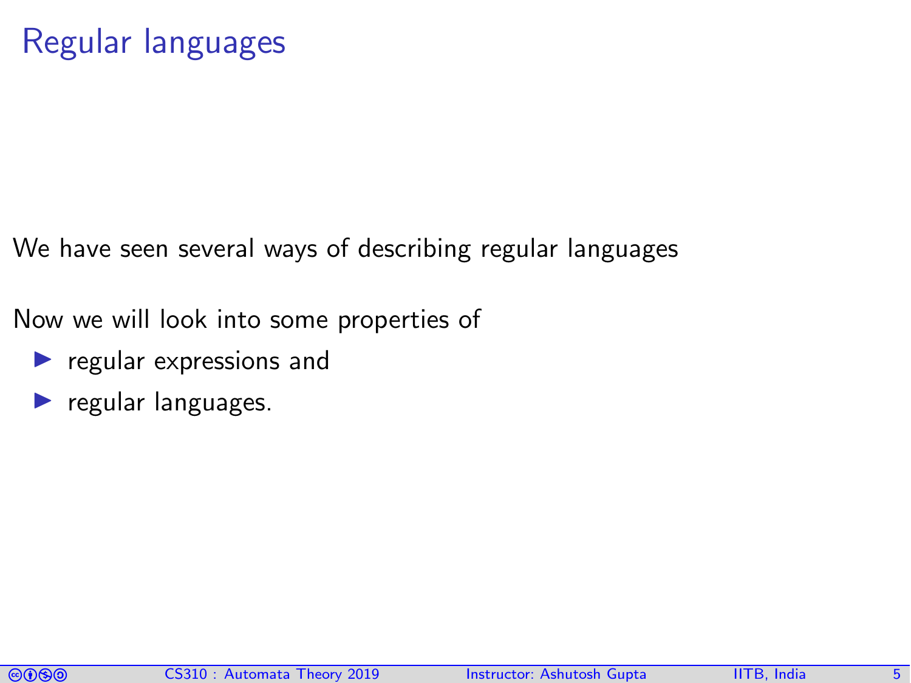# Regular languages

We have seen several ways of describing regular languages

Now we will look into some properties of

- regular expressions and
- regular languages.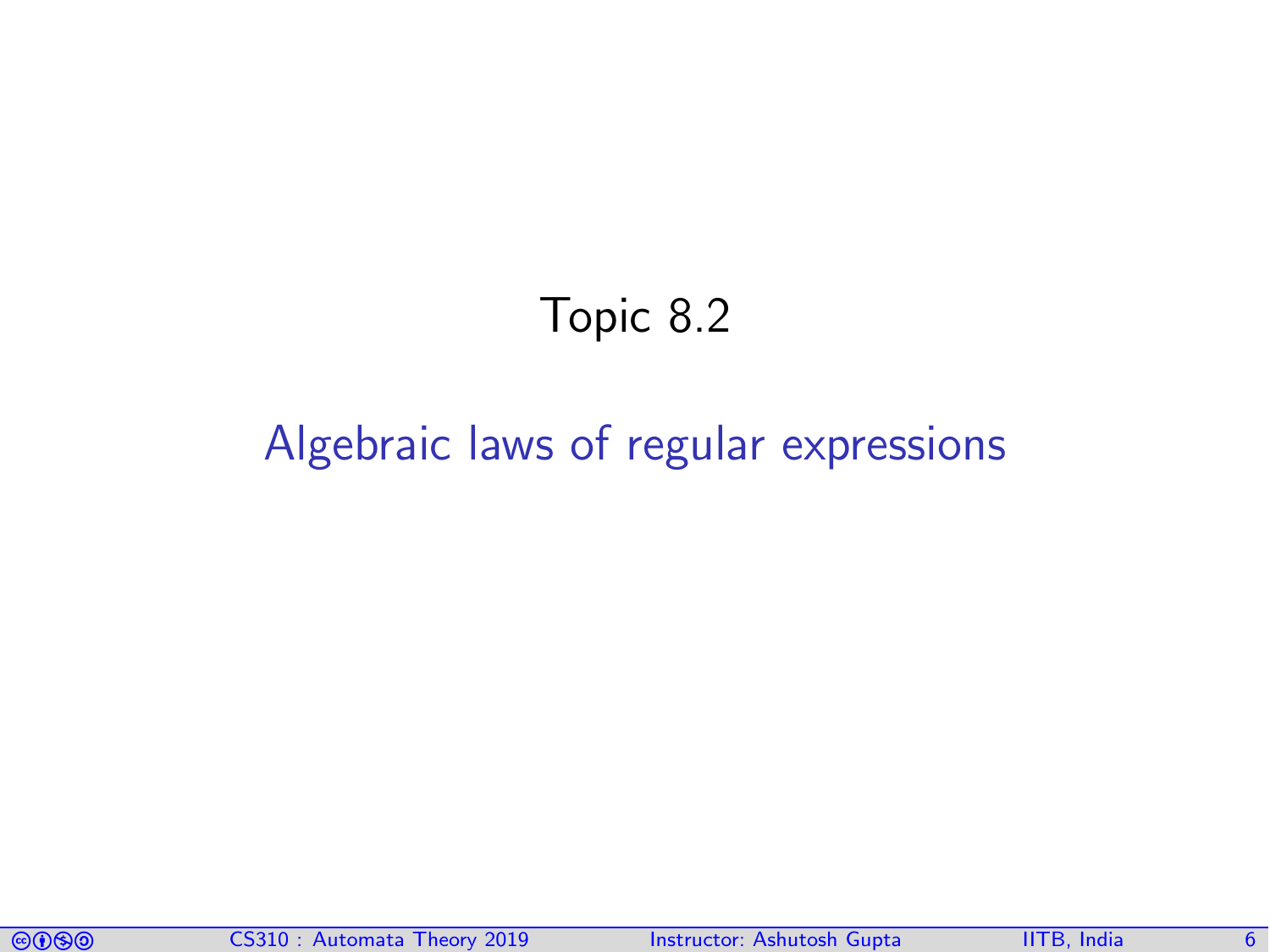# Topic 8.2

## Algebraic laws of regular expressions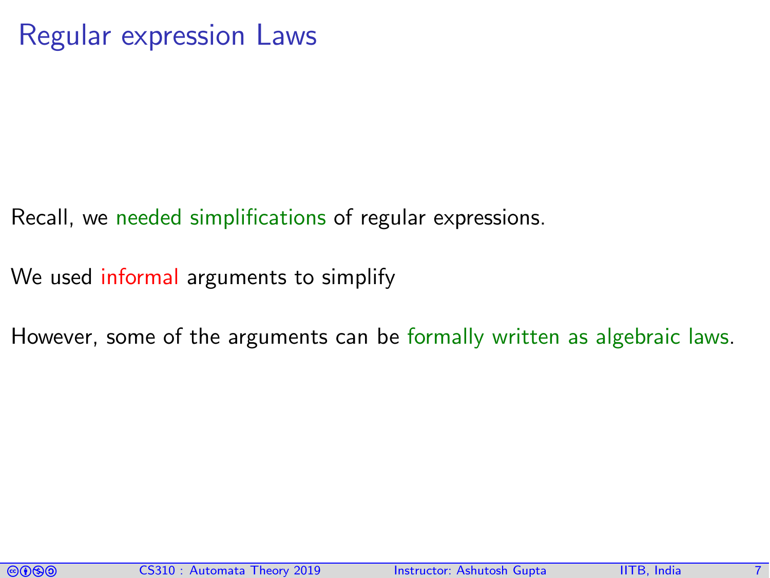# Regular expression Laws

Recall, we needed simplifications of regular expressions.

We used informal arguments to simplify

However, some of the arguments can be formally written as algebraic laws.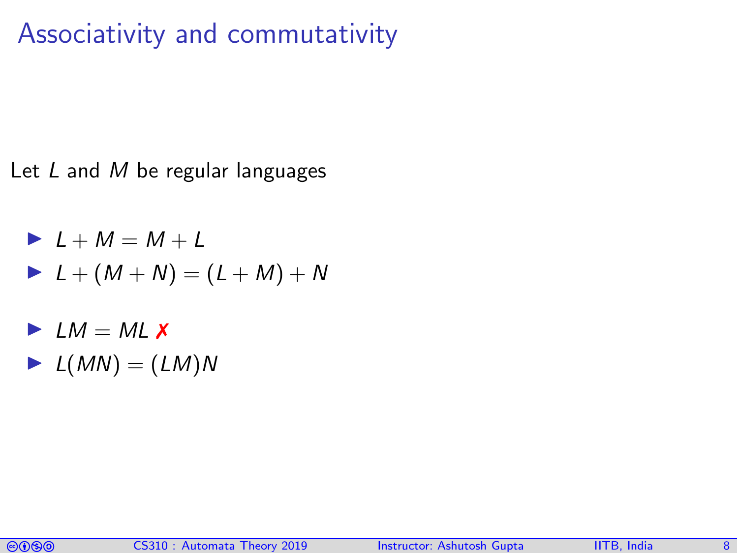# Associativity and commutativity

Let $L$ and $M$ be regular languages

- $L + M = M + L$
- $L + (M + N) = (L + M) + N$

- $LM = ML$ ✗
- $L(MN) = (LM)N$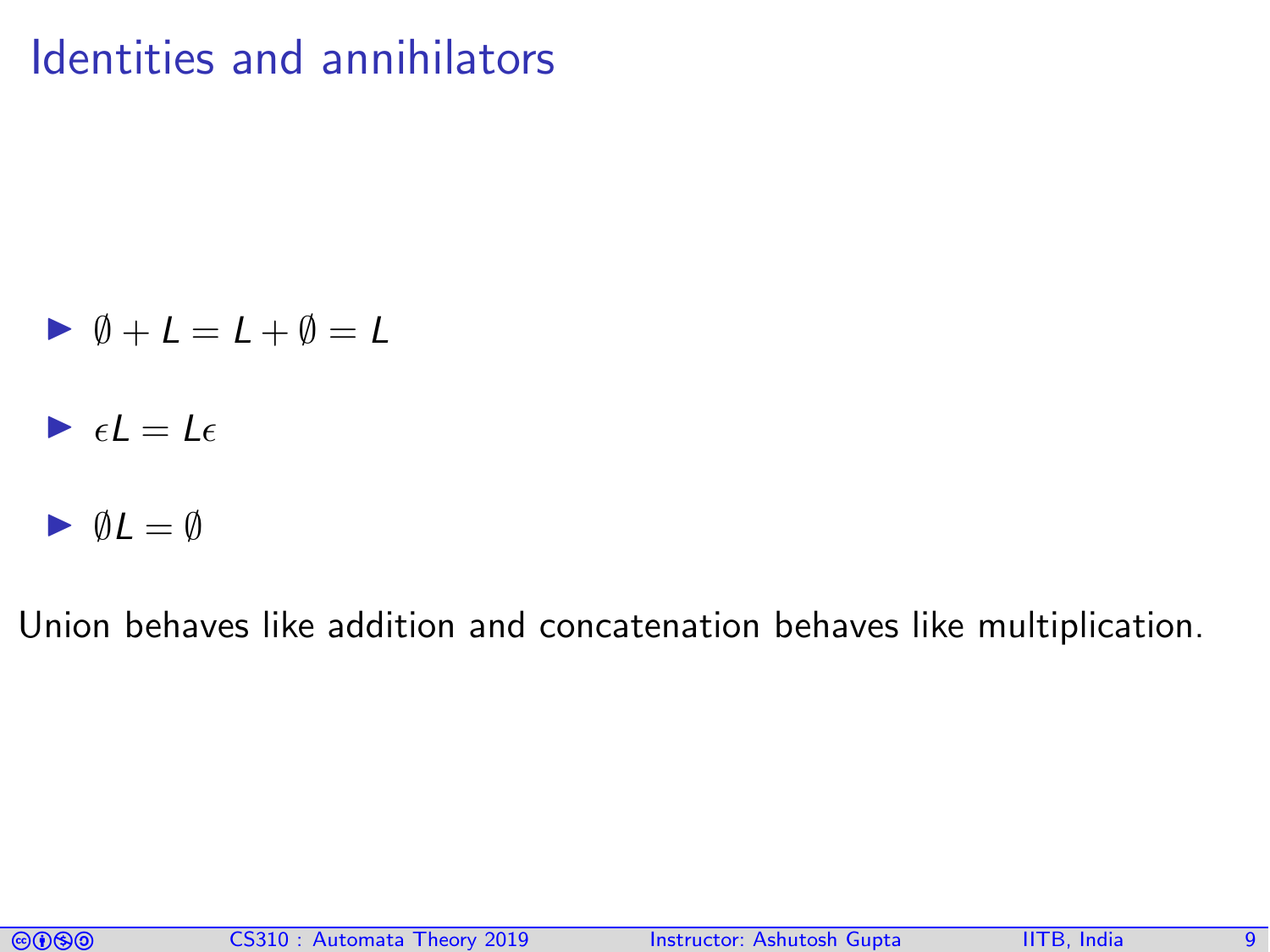# Identities and annihilators

- $\emptyset + L = L + \emptyset = L$
- $\epsilon L = L\epsilon$
- $\emptyset L = \emptyset$

Union behaves like addition and concatenation behaves like multiplication.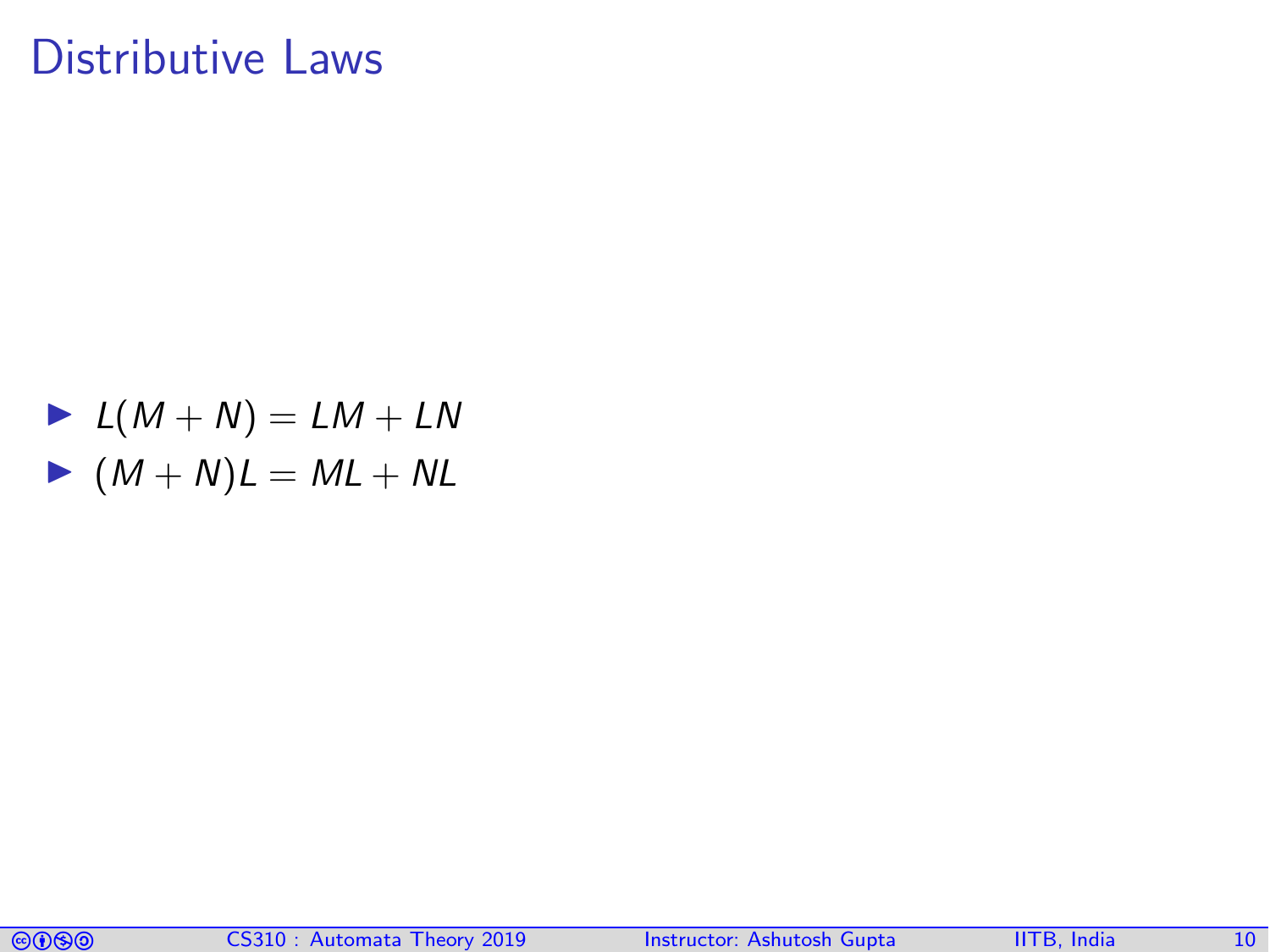# Distributive Laws

- $L(M + N) = LM + LN$
- $(M + N)L = ML + NL$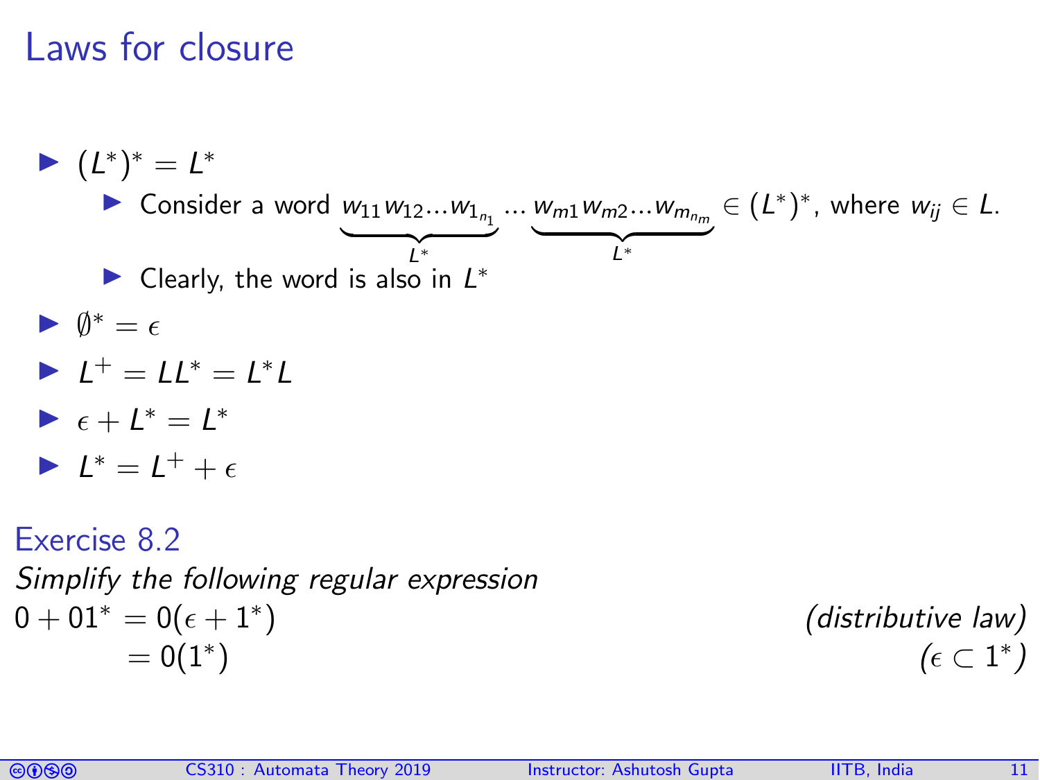# Laws for closure

- $(L^*)^* = L^*$
  - Consider a word $\underbrace{w_{11}w_{12}...w_{1_{n_1}}}_{L^*} ... \underbrace{w_{m1}w_{m2}...w_{m_{n_m}}}_{L^*} \in (L^*)^*$, where $w_{ij} \in L$.
  - Clearly, the word is also in $L^*$
- $\emptyset^* = \epsilon$
- $L^+ = LL^* = L^*L$
- $\epsilon + L^* = L^*$
- $L^* = L^+ + \epsilon$

### Exercise 8.2

*Simplify the following regular expression*

$0 + 01^* = 0(\epsilon + 1^*)$ *(distributive law)*

$= 0(1^*)$ *($\epsilon \subset 1^*$)*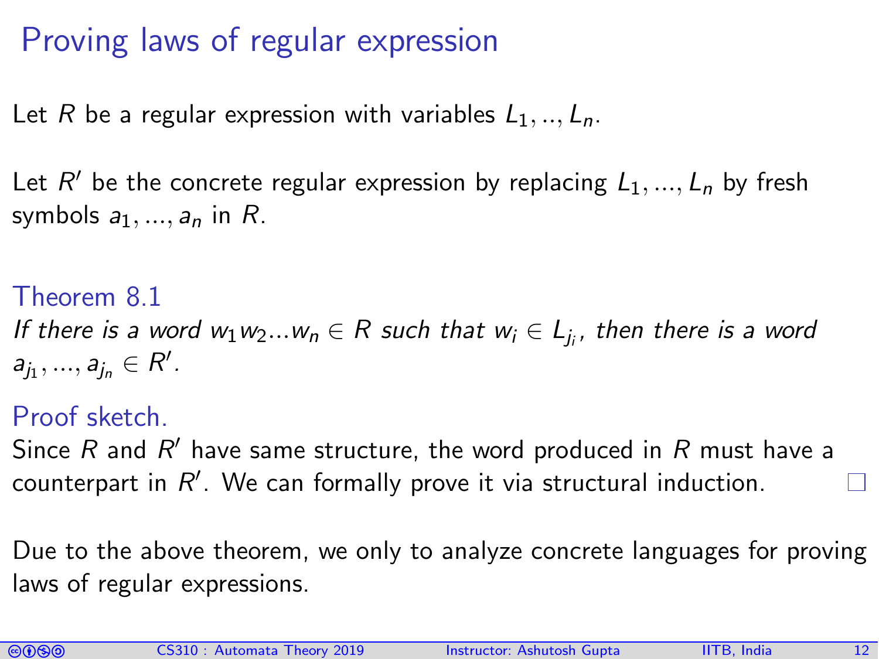# Proving laws of regular expression

Let $R$ be a regular expression with variables $L_1, .., L_n$.

Let $R'$ be the concrete regular expression by replacing $L_1, ..., L_n$ by fresh symbols $a_1, ..., a_n$ in $R$.

### Theorem 8.1

*If there is a word $w_1 w_2 ... w_n \in R$ such that $w_i \in L_{j_i}$, then there is a word $a_{j_1}, ..., a_{j_n} \in R'$.*

### Proof sketch.

Since $R$ and $R'$ have same structure, the word produced in $R$ must have a counterpart in $R'$. We can formally prove it via structural induction. □

Due to the above theorem, we only to analyze concrete languages for proving laws of regular expressions.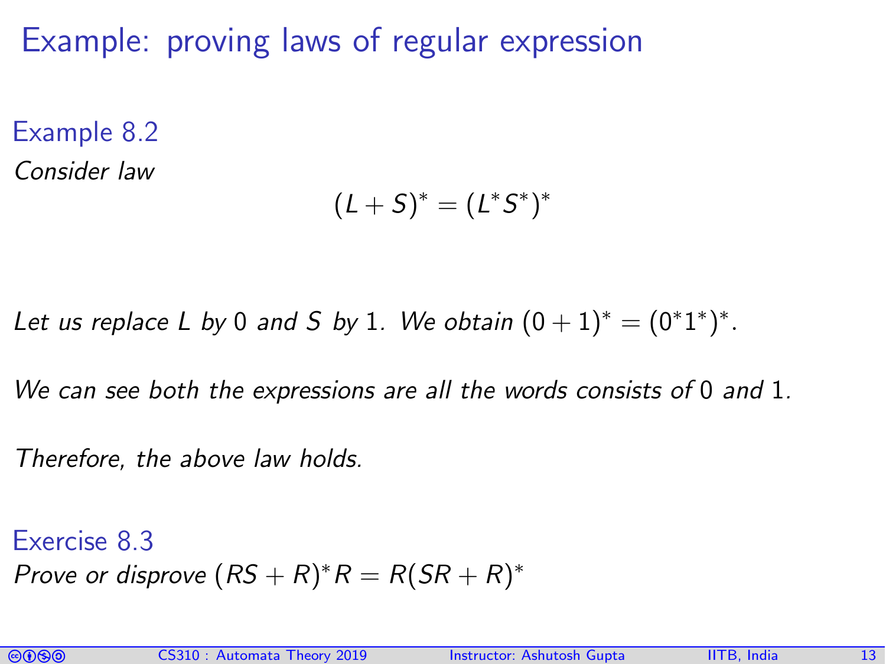# Example: proving laws of regular expression

### Example 8.2

*Consider law*

$$(L + S)^* = (L^*S^*)^*$$

*Let us replace* $L$ *by* $0$ *and* $S$ *by* $1$*. We obtain* $(0 + 1)^* = (0^*1^*)^*$.

*We can see both the expressions are all the words consists of* $0$ *and* $1$.

*Therefore, the above law holds.*

### Exercise 8.3

*Prove or disprove* $(RS + R)^*R = R(SR + R)^*$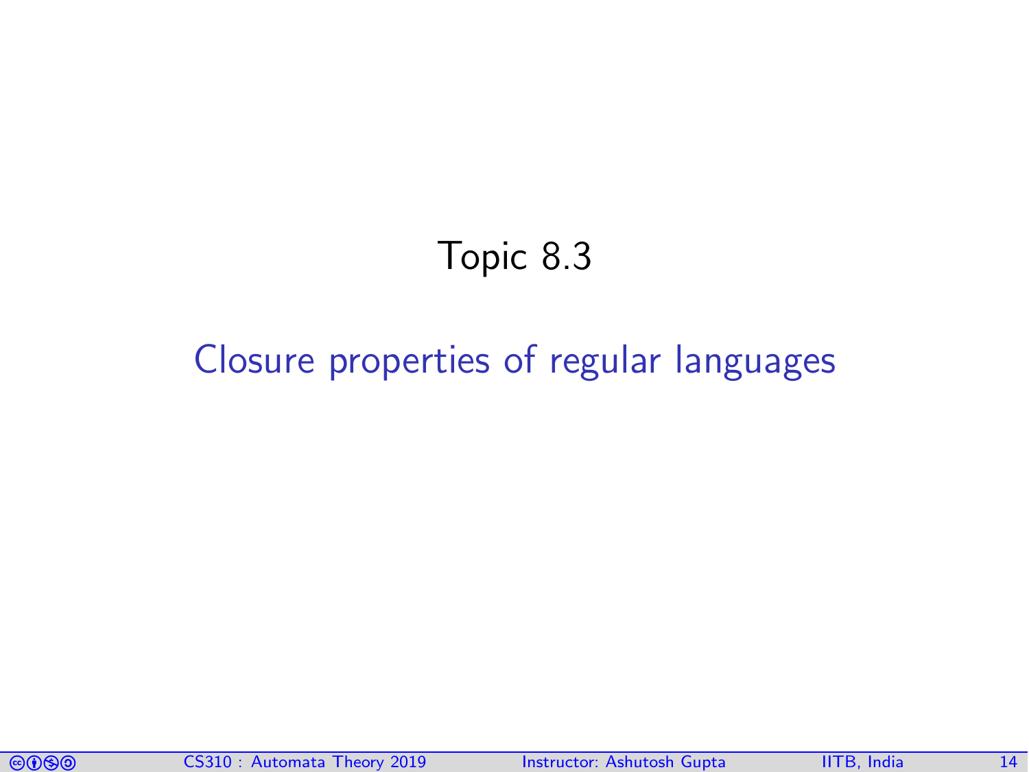# Topic 8.3

## Closure properties of regular languages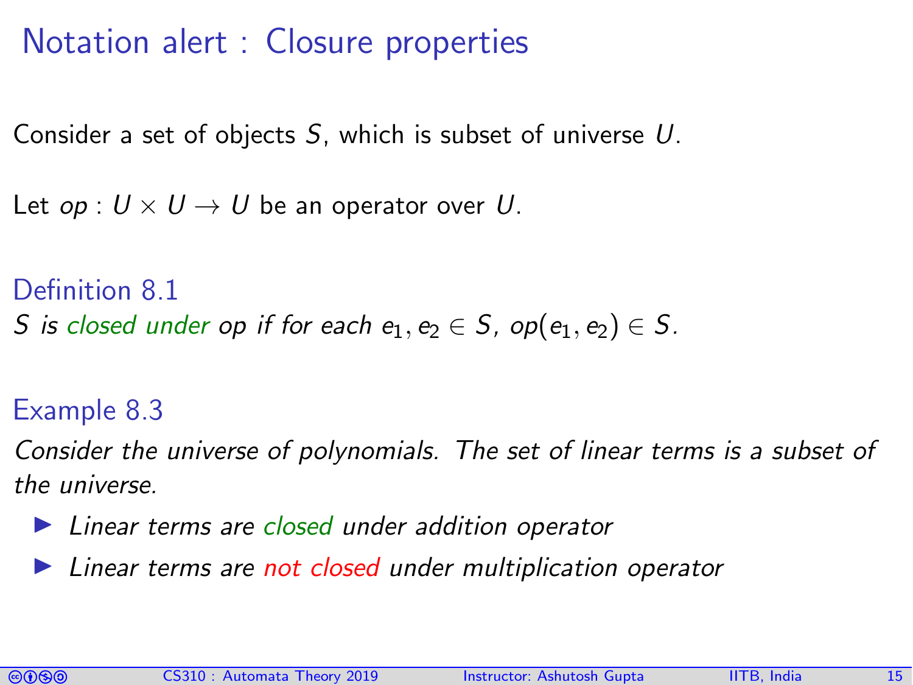# Notation alert : Closure properties

Consider a set of objects $S$, which is subset of universe $U$.

Let $op : U \times U \rightarrow U$ be an operator over $U$.

### Definition 8.1

*$S$ is closed under $op$ if for each $e_1, e_2 \in S$, $op(e_1, e_2) \in S$.*

### Example 8.3

*Consider the universe of polynomials. The set of linear terms is a subset of the universe.*

- *Linear terms are closed under addition operator*
- *Linear terms are not closed under multiplication operator*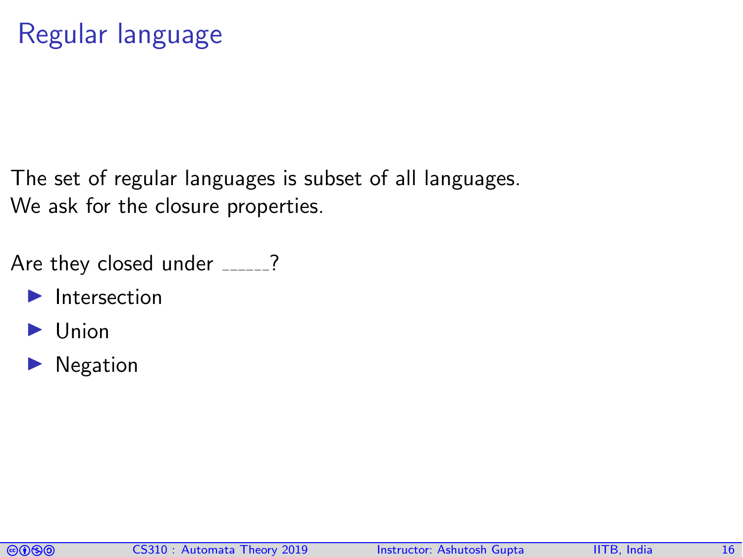# Regular language

The set of regular languages is subset of all languages.
We ask for the closure properties.

Are they closed under ______?

- Intersection
- Union
- Negation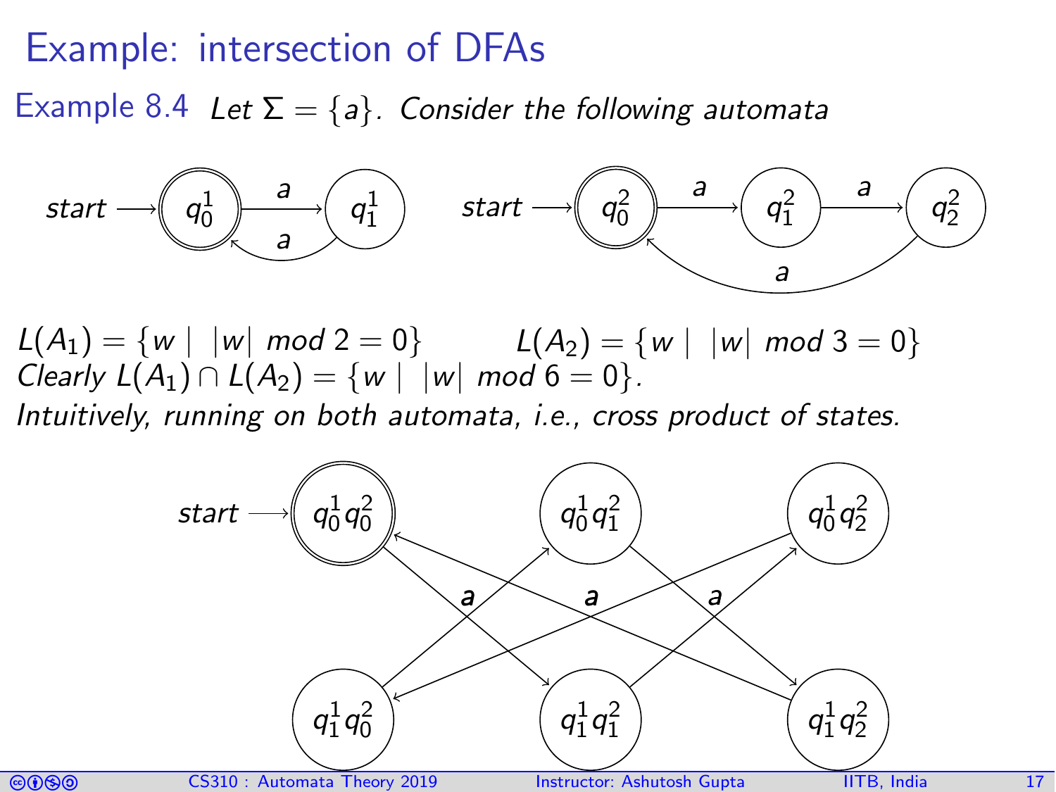# Example: intersection of DFAs

Example 8.4 *Let $\Sigma = \{a\}$. Consider the following automata*

$L(A_1) = \{w \mid |w| \; mod \; 2 = 0\}$ $\qquad$ $L(A_2) = \{w \mid |w| \; mod \; 3 = 0\}$

*Clearly* $L(A_1) \cap L(A_2) = \{w \mid |w| \; mod \; 6 = 0\}$.

*Intuitively, running on both automata, i.e., cross product of states.*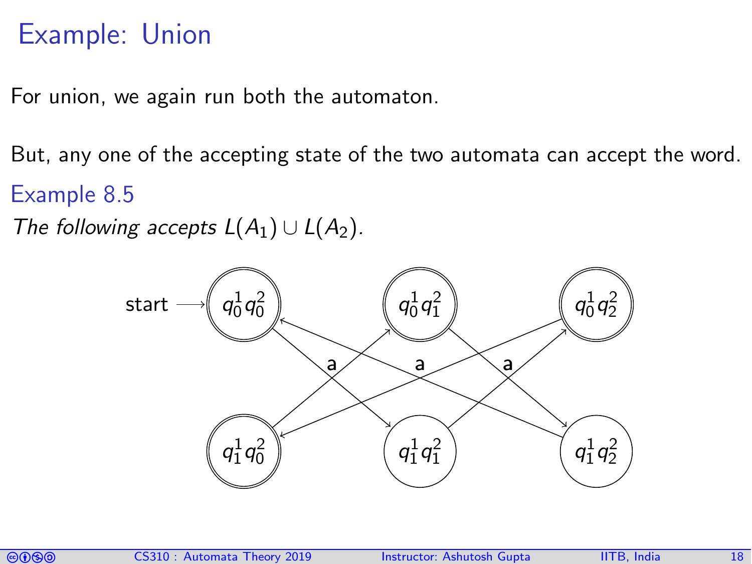# Example: Union

For union, we again run both the automaton.

But, any one of the accepting state of the two automata can accept the word.

## Example 8.5

*The following accepts $L(A_1) \cup L(A_2)$.*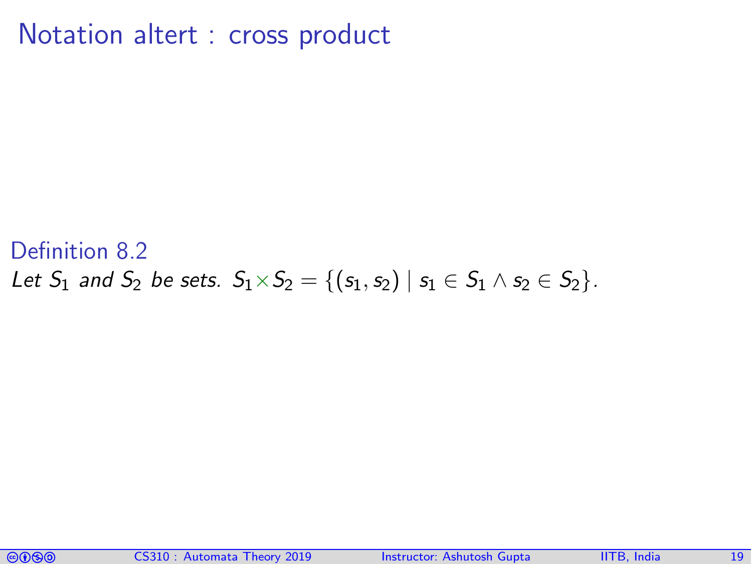# Notation altert : cross product

**Definition 8.2**

*Let $S_1$ and $S_2$ be sets.* $S_1 \times S_2 = \{(s_1, s_2) \mid s_1 \in S_1 \wedge s_2 \in S_2\}$.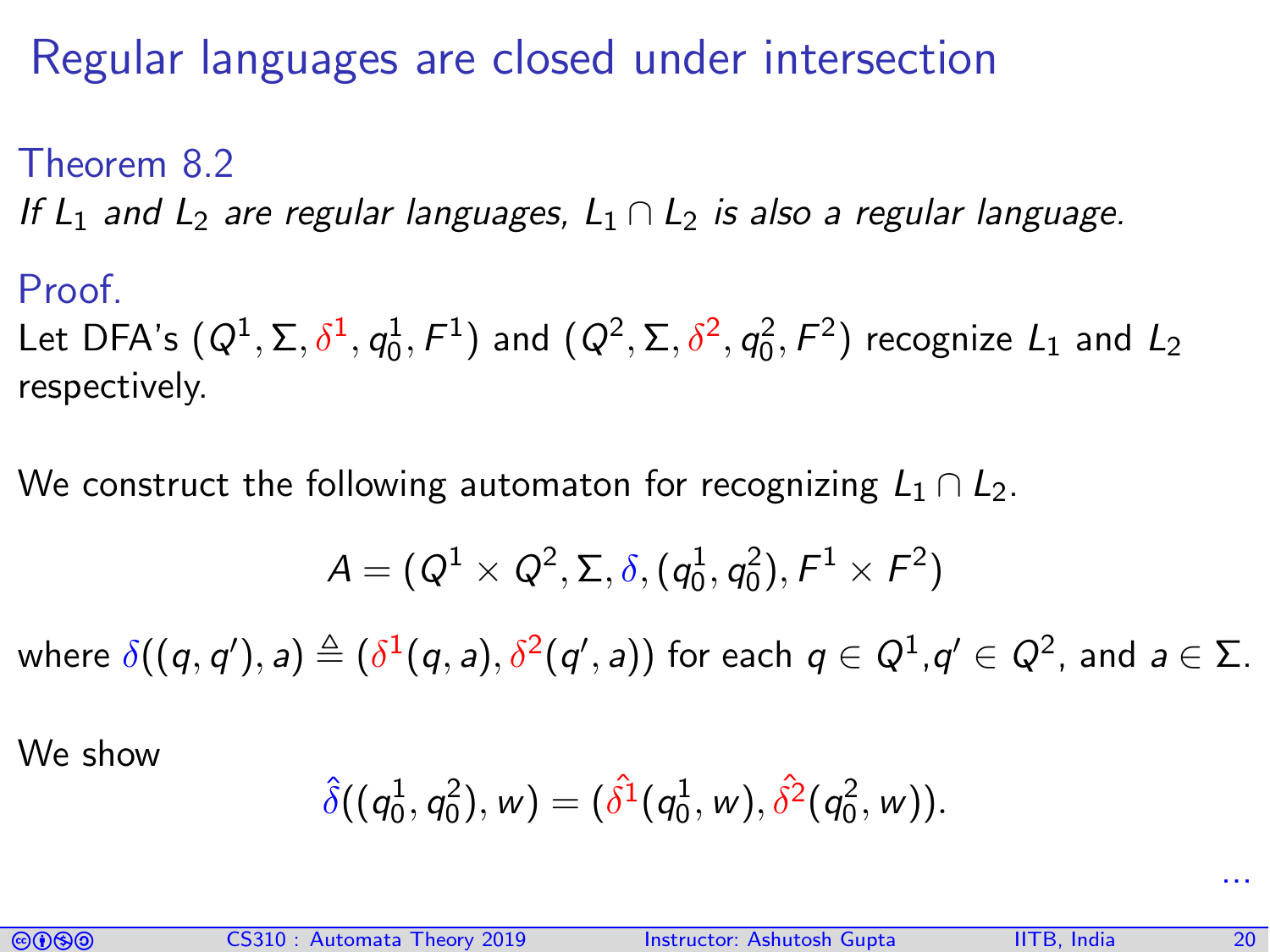# Regular languages are closed under intersection

**Theorem 8.2**

*If $L_1$ and $L_2$ are regular languages, $L_1 \cap L_2$ is also a regular language.*

**Proof.**

Let DFA's $(Q^1, \Sigma, \delta^1, q_0^1, F^1)$ and $(Q^2, \Sigma, \delta^2, q_0^2, F^2)$ recognize $L_1$ and $L_2$ respectively.

We construct the following automaton for recognizing $L_1 \cap L_2$.

$$A = (Q^1 \times Q^2, \Sigma, \delta, (q_0^1, q_0^2), F^1 \times F^2)$$

where $\delta((q, q'), a) \triangleq (\delta^1(q, a), \delta^2(q', a))$ for each $q \in Q^1$, $q' \in Q^2$, and $a \in \Sigma$.

We show

$$\hat{\delta}((q_0^1, q_0^2), w) = (\hat{\delta^1}(q_0^1, w), \hat{\delta^2}(q_0^2, w)).$$

...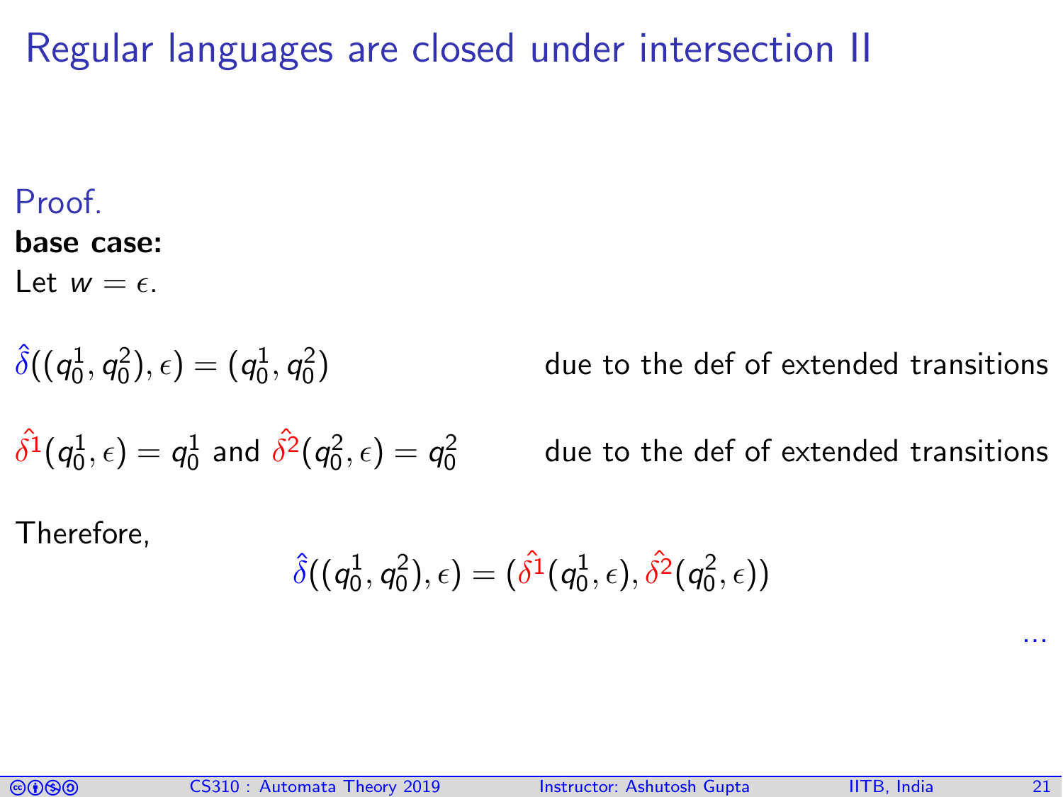# Regular languages are closed under intersection II

Proof.

**base case:**

Let $w = \epsilon$.

$\hat{\delta}((q_0^1, q_0^2), \epsilon) = (q_0^1, q_0^2)$ due to the def of extended transitions

$\hat{\delta^1}(q_0^1, \epsilon) = q_0^1$ and $\hat{\delta^2}(q_0^2, \epsilon) = q_0^2$ due to the def of extended transitions

Therefore,

$$\hat{\delta}((q_0^1, q_0^2), \epsilon) = (\hat{\delta^1}(q_0^1, \epsilon), \hat{\delta^2}(q_0^2, \epsilon))$$

...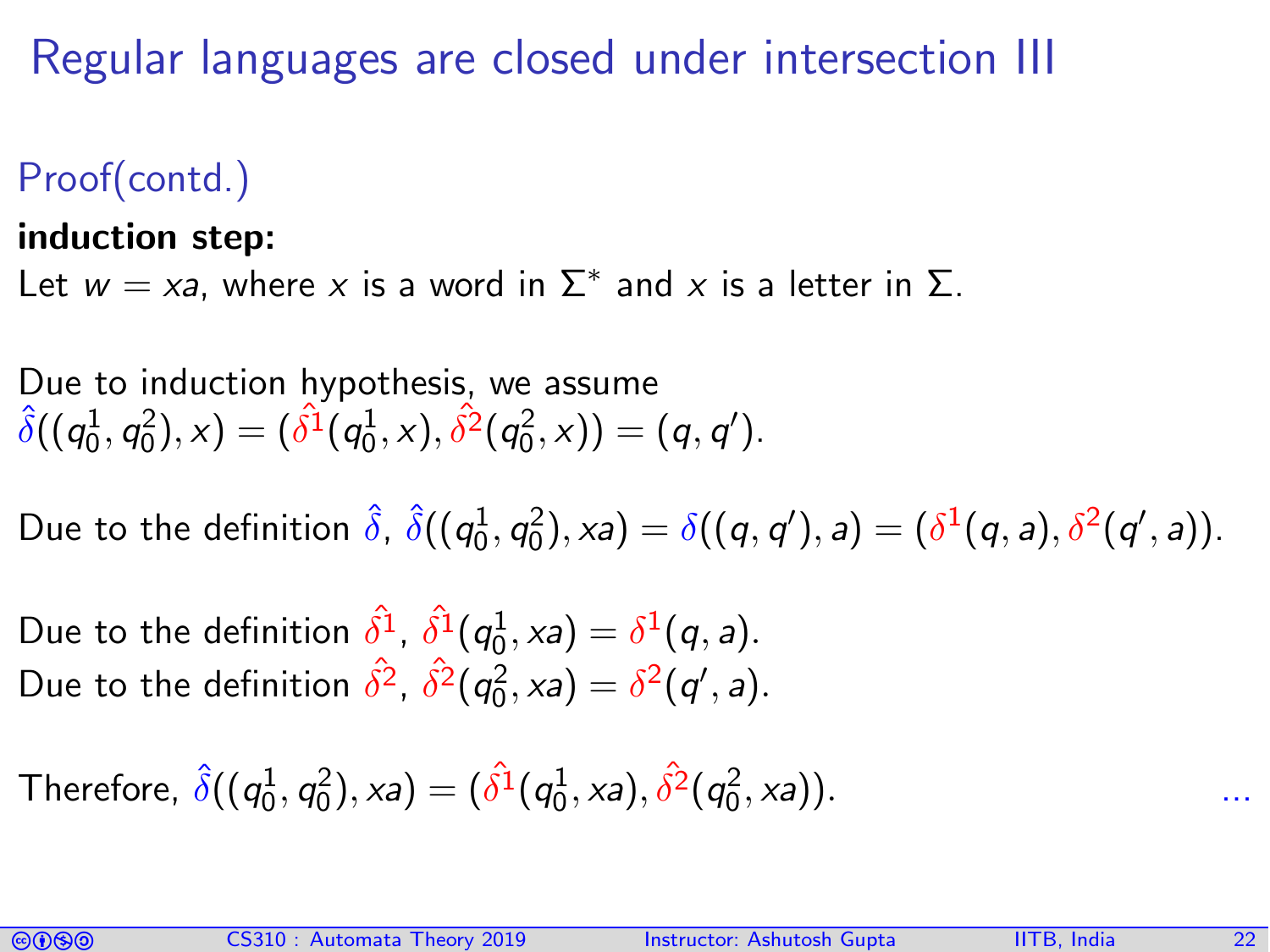# Regular languages are closed under intersection III

## Proof(contd.)

**induction step:**

Let $w = xa$, where $x$ is a word in $\Sigma^*$ and $x$ is a letter in $\Sigma$.

Due to induction hypothesis, we assume
$\hat{\delta}((q_0^1, q_0^2), x) = (\hat{\delta^1}(q_0^1, x), \hat{\delta^2}(q_0^2, x)) = (q, q')$.

Due to the definition $\hat{\delta}$, $\hat{\delta}((q_0^1, q_0^2), xa) = \delta((q, q'), a) = (\delta^1(q, a), \delta^2(q', a))$.

Due to the definition $\hat{\delta^1}$, $\hat{\delta^1}(q_0^1, xa) = \delta^1(q, a)$.
Due to the definition $\hat{\delta^2}$, $\hat{\delta^2}(q_0^2, xa) = \delta^2(q', a)$.

Therefore, $\hat{\delta}((q_0^1, q_0^2), xa) = (\hat{\delta^1}(q_0^1, xa), \hat{\delta^2}(q_0^2, xa))$. ...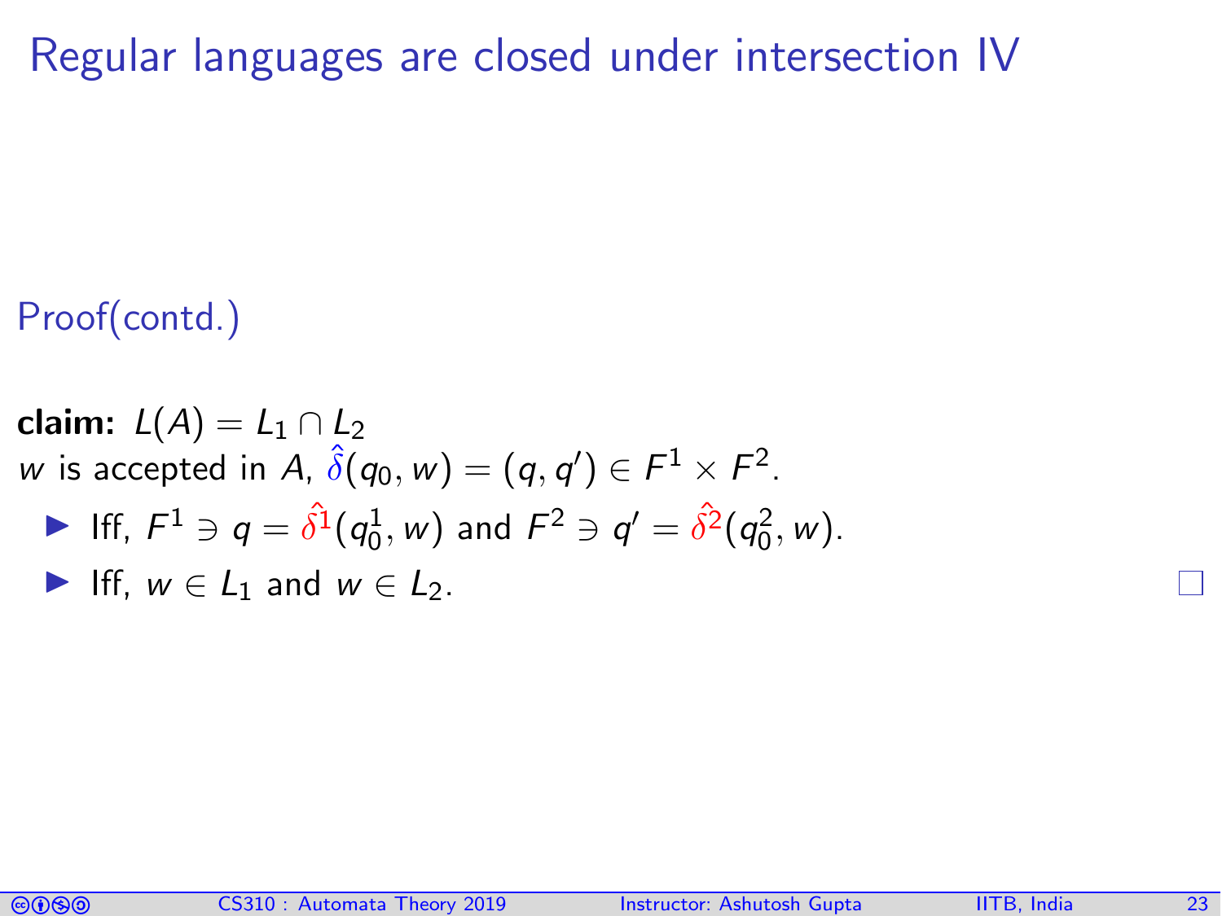# Regular languages are closed under intersection IV

## Proof(contd.)

**claim:** $L(A) = L_1 \cap L_2$

$w$ is accepted in $A$, $\hat{\delta}(q_0, w) = (q, q') \in F^1 \times F^2$.

- Iff, $F^1 \ni q = \hat{\delta^1}(q_0^1, w)$ and $F^2 \ni q' = \hat{\delta^2}(q_0^2, w)$.
- Iff, $w \in L_1$ and $w \in L_2$.

□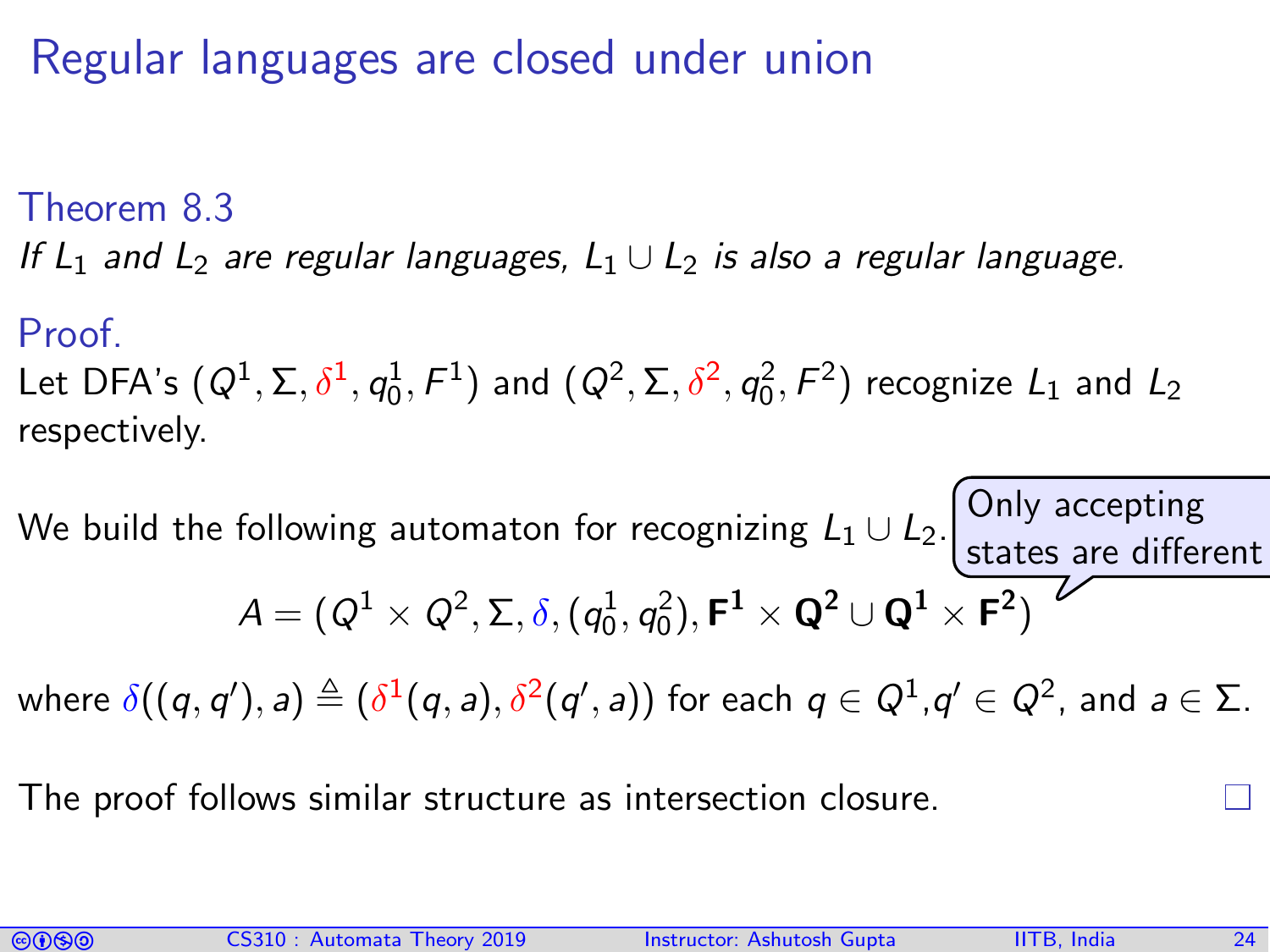# Regular languages are closed under union

### Theorem 8.3

*If $L_1$ and $L_2$ are regular languages, $L_1 \cup L_2$ is also a regular language.*

### Proof.

Let DFA's $(Q^1, \Sigma, \delta^1, q_0^1, F^1)$ and $(Q^2, \Sigma, \delta^2, q_0^2, F^2)$ recognize $L_1$ and $L_2$ respectively.

We build the following automaton for recognizing $L_1 \cup L_2$.

Only accepting states are different

$$A = (Q^1 \times Q^2, \Sigma, \delta, (q_0^1, q_0^2), \mathbf{F^1} \times \mathbf{Q^2} \cup \mathbf{Q^1} \times \mathbf{F^2})$$

where $\delta((q, q'), a) \triangleq (\delta^1(q, a), \delta^2(q', a))$ for each $q \in Q^1$, $q' \in Q^2$, and $a \in \Sigma$.

The proof follows similar structure as intersection closure. □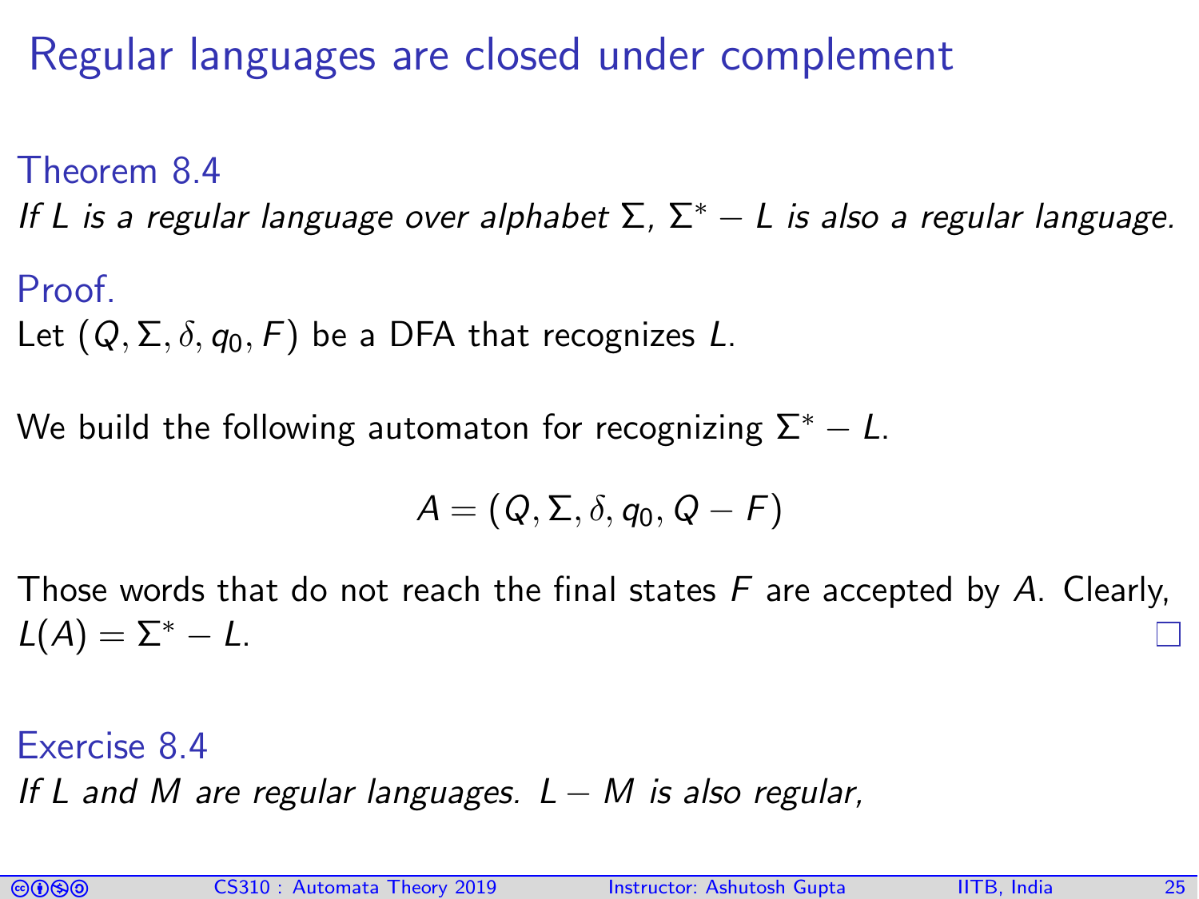# Regular languages are closed under complement

**Theorem 8.4**

*If $L$ is a regular language over alphabet $\Sigma$, $\Sigma^* - L$ is also a regular language.*

**Proof.**

Let $(Q, \Sigma, \delta, q_0, F)$ be a DFA that recognizes $L$.

We build the following automaton for recognizing $\Sigma^* - L$.

$$A = (Q, \Sigma, \delta, q_0, Q - F)$$

Those words that do not reach the final states $F$ are accepted by $A$. Clearly, $L(A) = \Sigma^* - L$. □

**Exercise 8.4**

*If $L$ and $M$ are regular languages. $L - M$ is also regular,*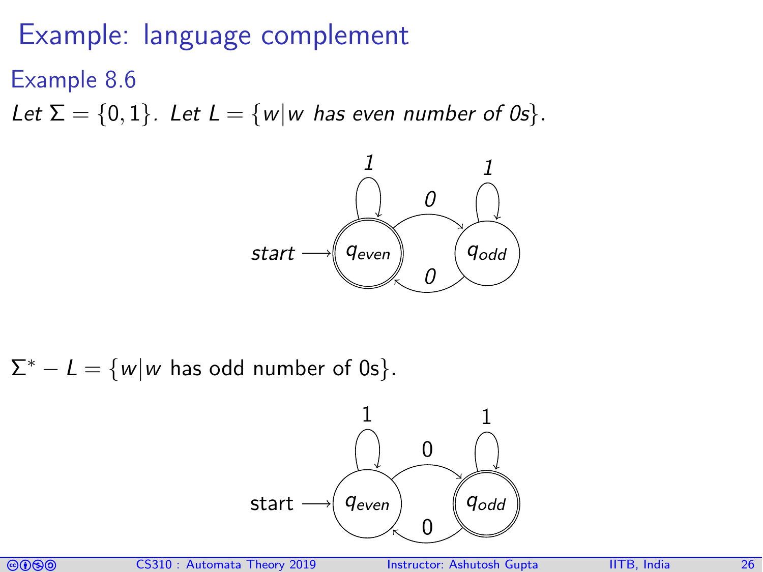# Example: language complement

## Example 8.6

*Let $\Sigma = \{0, 1\}$. Let $L = \{w | w$ has even number of 0s$\}$.*

$\Sigma^* - L = \{w | w$ has odd number of 0s$\}$.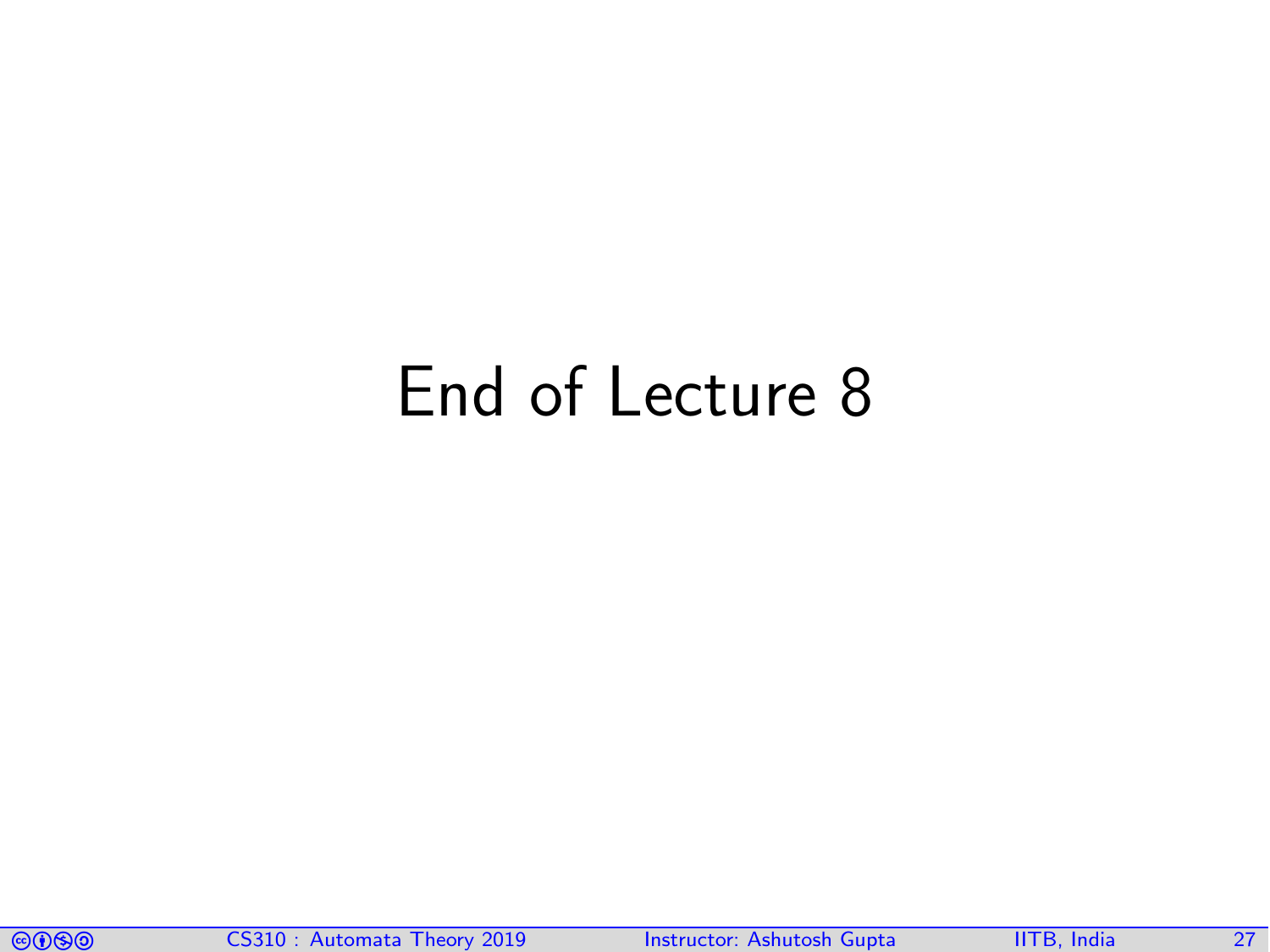# End of Lecture 8